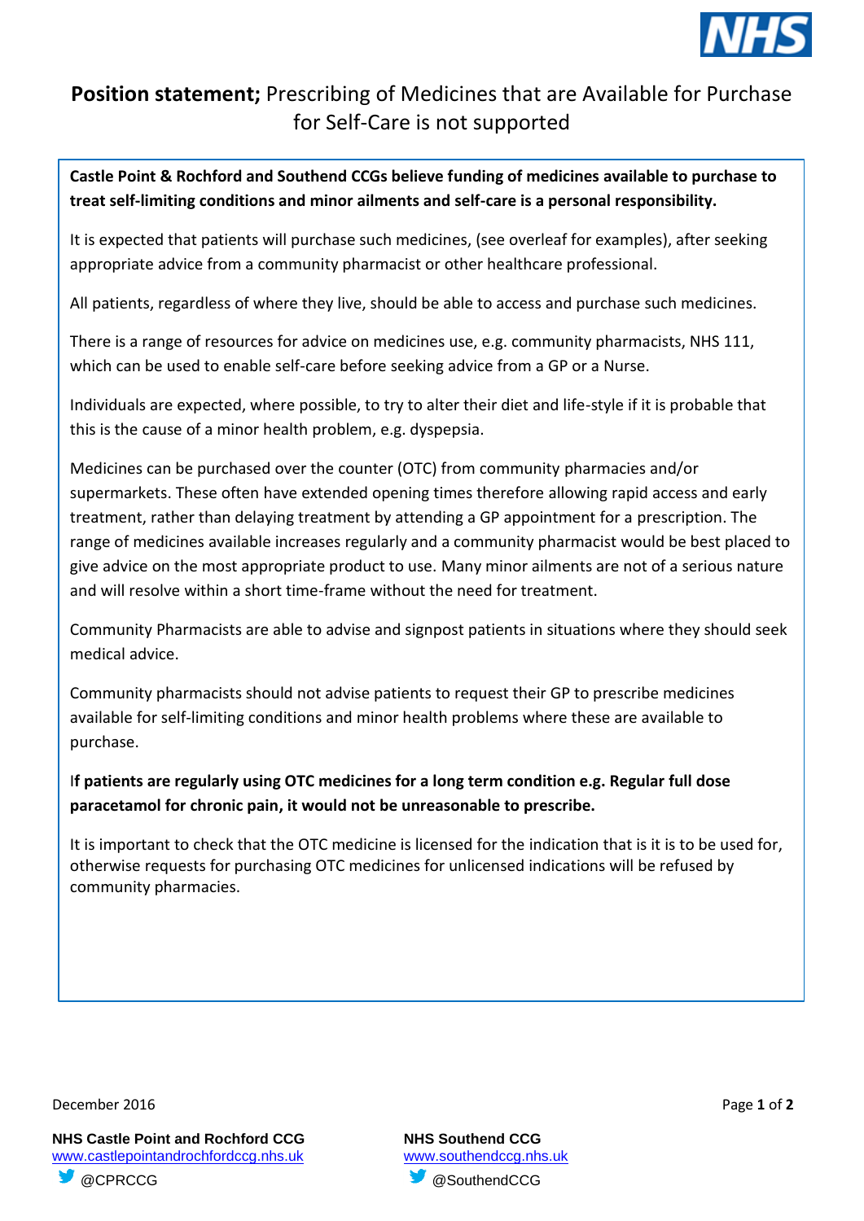# **Position statement;** Prescribing of Medicines that are Available for Purchase for Self-Care is not supported

**Castle Point & Rochford and Southend CCGs believe funding of medicines available to purchase to treat self-limiting conditions and minor ailments and self-care is a personal responsibility.**

It is expected that patients will purchase such medicines, (see overleaf for examples), after seeking appropriate advice from a community pharmacist or other healthcare professional.

All patients, regardless of where they live, should be able to access and purchase such medicines.

There is a range of resources for advice on medicines use, e.g. community pharmacists, NHS 111, which can be used to enable self-care before seeking advice from a GP or a Nurse.

Individuals are expected, where possible, to try to alter their diet and life-style if it is probable that this is the cause of a minor health problem, e.g. dyspepsia.

Medicines can be purchased over the counter (OTC) from community pharmacies and/or supermarkets. These often have extended opening times therefore allowing rapid access and early treatment, rather than delaying treatment by attending a GP appointment for a prescription. The range of medicines available increases regularly and a community pharmacist would be best placed to give advice on the most appropriate product to use. Many minor ailments are not of a serious nature and will resolve within a short time-frame without the need for treatment.

Community Pharmacists are able to advise and signpost patients in situations where they should seek medical advice.

Community pharmacists should not advise patients to request their GP to prescribe medicines available for self-limiting conditions and minor health problems where these are available to purchase.

I**f patients are regularly using OTC medicines for a long term condition e.g. Regular full dose paracetamol for chronic pain, it would not be unreasonable to prescribe.**

It is important to check that the OTC medicine is licensed for the indication that is it is to be used for, otherwise requests for purchasing OTC medicines for unlicensed indications will be refused by community pharmacies.

December 2016

**NHS Castle Point and Rochford CCG**
www.castlepointandrochfordccg.nhs.uk
@CPRCCG

**NHS Southend CCG**
www.southendccg.nhs.uk
@SouthendCCG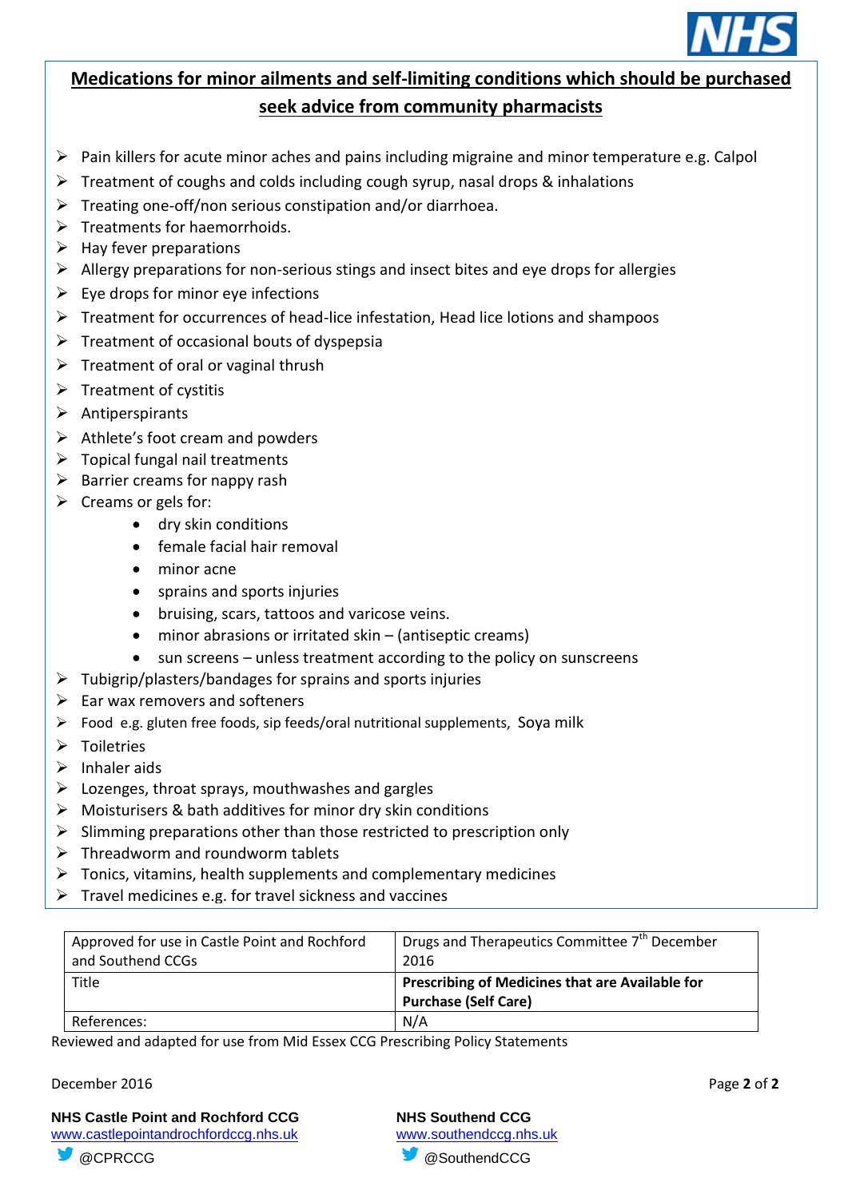## Medications for minor ailments and self-limiting conditions which should be purchased seek advice from community pharmacists

- Pain killers for acute minor aches and pains including migraine and minor temperature e.g. Calpol
- Treatment of coughs and colds including cough syrup, nasal drops & inhalations
- Treating one-off/non serious constipation and/or diarrhoea.
- Treatments for haemorrhoids.
- Hay fever preparations
- Allergy preparations for non-serious stings and insect bites and eye drops for allergies
- Eye drops for minor eye infections
- Treatment for occurrences of head-lice infestation, Head lice lotions and shampoos
- Treatment of occasional bouts of dyspepsia
- Treatment of oral or vaginal thrush
- Treatment of cystitis
- Antiperspirants
- Athlete's foot cream and powders
- Topical fungal nail treatments
- Barrier creams for nappy rash
- Creams or gels for:
    - dry skin conditions
    - female facial hair removal
    - minor acne
    - sprains and sports injuries
    - bruising, scars, tattoos and varicose veins.
    - minor abrasions or irritated skin – (antiseptic creams)
    - sun screens – unless treatment according to the policy on sunscreens
- Tubigrip/plasters/bandages for sprains and sports injuries
- Ear wax removers and softeners
- Food e.g. gluten free foods, sip feeds/oral nutritional supplements, Soya milk
- Toiletries
- Inhaler aids
- Lozenges, throat sprays, mouthwashes and gargles
- Moisturisers & bath additives for minor dry skin conditions
- Slimming preparations other than those restricted to prescription only
- Threadworm and roundworm tablets
- Tonics, vitamins, health supplements and complementary medicines
- Travel medicines e.g. for travel sickness and vaccines

| | |
|---|---|
| Approved for use in Castle Point and Rochford and Southend CCGs | Drugs and Therapeutics Committee 7th December 2016 |
| Title | **Prescribing of Medicines that are Available for Purchase (Self Care)** |
| References: | N/A |

Reviewed and adapted for use from Mid Essex CCG Prescribing Policy Statements

December 2016

**NHS Castle Point and Rochford CCG**
www.castlepointandrochfordccg.nhs.uk
@CPRCCG

**NHS Southend CCG**
www.southendccg.nhs.uk
@SouthendCCG